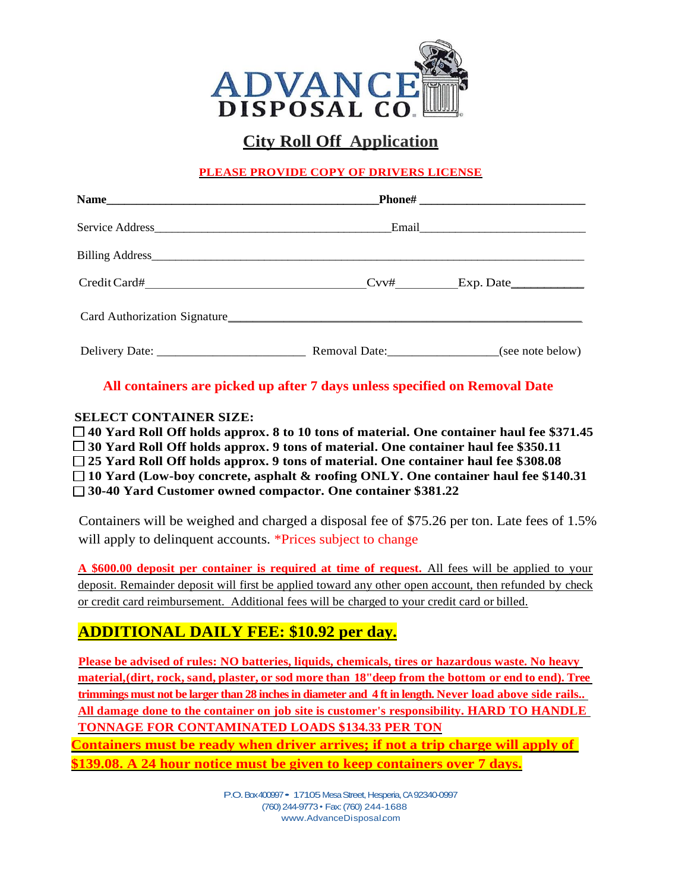# ADVANCE DISPOSAL CO.

## City Roll Off Application

**PLEASE PROVIDE COPY OF DRIVERS LICENSE**

**Name**_____________________________________________ **Phone#** ___________________________

Service Address_______________________________________ Email___________________________

Billing Address__________________________________________________________________________

Credit Card#___________________________________ Cvv#_________ Exp. Date___________

Card Authorization Signature__________________________________________________________

Delivery Date: ________________________ Removal Date:_________________(see note below)

**All containers are picked up after 7 days unless specified on Removal Date**

**SELECT CONTAINER SIZE:**

- ☐ **40 Yard Roll Off holds approx. 8 to 10 tons of material. One container haul fee $371.45**
- ☐ **30 Yard Roll Off holds approx. 9 tons of material. One container haul fee $350.11**
- ☐ **25 Yard Roll Off holds approx. 9 tons of material. One container haul fee $308.08**
- ☐ **10 Yard (Low-boy concrete, asphalt & roofing ONLY. One container haul fee $140.31**
- ☐ **30-40 Yard Customer owned compactor. One container $381.22**

Containers will be weighed and charged a disposal fee of $75.26 per ton. Late fees of 1.5% will apply to delinquent accounts. *Prices subject to change

**A $600.00 deposit per container is required at time of request.** All fees will be applied to your deposit. Remainder deposit will first be applied toward any other open account, then refunded by check or credit card reimbursement. Additional fees will be charged to your credit card or billed.

**ADDITIONAL DAILY FEE: $10.92 per day.**

**Please be advised of rules: NO batteries, liquids, chemicals, tires or hazardous waste. No heavy material,(dirt, rock, sand, plaster, or sod more than 18"deep from the bottom or end to end). Tree trimmings must not be larger than 28 inches in diameter and 4 ft in length. Never load above side rails.. All damage done to the container on job site is customer's responsibility. HARD TO HANDLE TONNAGE FOR CONTAMINATED LOADS $134.33 PER TON**

**Containers must be ready when driver arrives; if not a trip charge will apply of $139.08. A 24 hour notice must be given to keep containers over 7 days.**

P.O. Box 400997 • 17105 Mesa Street, Hesperia, CA 92340-0997
(760) 244-9773 • Fax: (760) 244-1688
www.AdvanceDisposal.com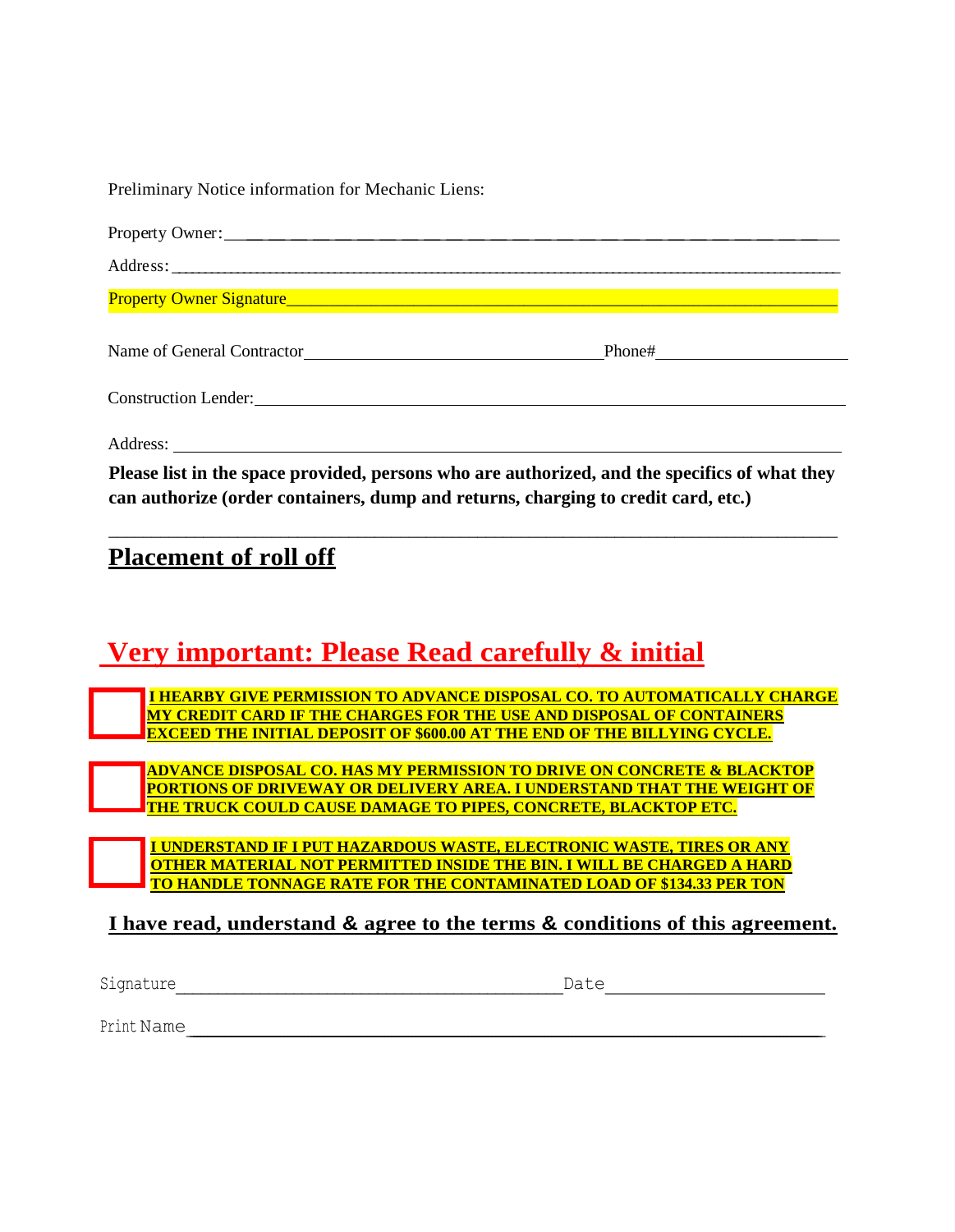Preliminary Notice information for Mechanic Liens:

Property Owner: ___________________________________________________________

Address: _________________________________________________________________

Property Owner Signature ___________________________________________________

Name of General Contractor ______________________________ Phone# ____________________

Construction Lender: ______________________________________________________________

Address: _________________________________________________________________

**Please list in the space provided, persons who are authorized, and the specifics of what they can authorize (order containers, dump and returns, charging to credit card, etc.)**

___________________________________________________________________________

## Placement of roll off

## Very important: Please Read carefully & initial

- [ ] **I HEARBY GIVE PERMISSION TO ADVANCE DISPOSAL CO. TO AUTOMATICALLY CHARGE MY CREDIT CARD IF THE CHARGES FOR THE USE AND DISPOSAL OF CONTAINERS EXCEED THE INITIAL DEPOSIT OF $600.00 AT THE END OF THE BILLYING CYCLE.**

- [ ] **ADVANCE DISPOSAL CO. HAS MY PERMISSION TO DRIVE ON CONCRETE & BLACKTOP PORTIONS OF DRIVEWAY OR DELIVERY AREA. I UNDERSTAND THAT THE WEIGHT OF THE TRUCK COULD CAUSE DAMAGE TO PIPES, CONCRETE, BLACKTOP ETC.**

- [ ] **I UNDERSTAND IF I PUT HAZARDOUS WASTE, ELECTRONIC WASTE, TIRES OR ANY OTHER MATERIAL NOT PERMITTED INSIDE THE BIN. I WILL BE CHARGED A HARD TO HANDLE TONNAGE RATE FOR THE CONTAMINATED LOAD OF $134.33 PER TON**

**I have read, understand & agree to the terms & conditions of this agreement.**

Signature ________________________________________ Date ______________________

Print Name ______________________________________________________________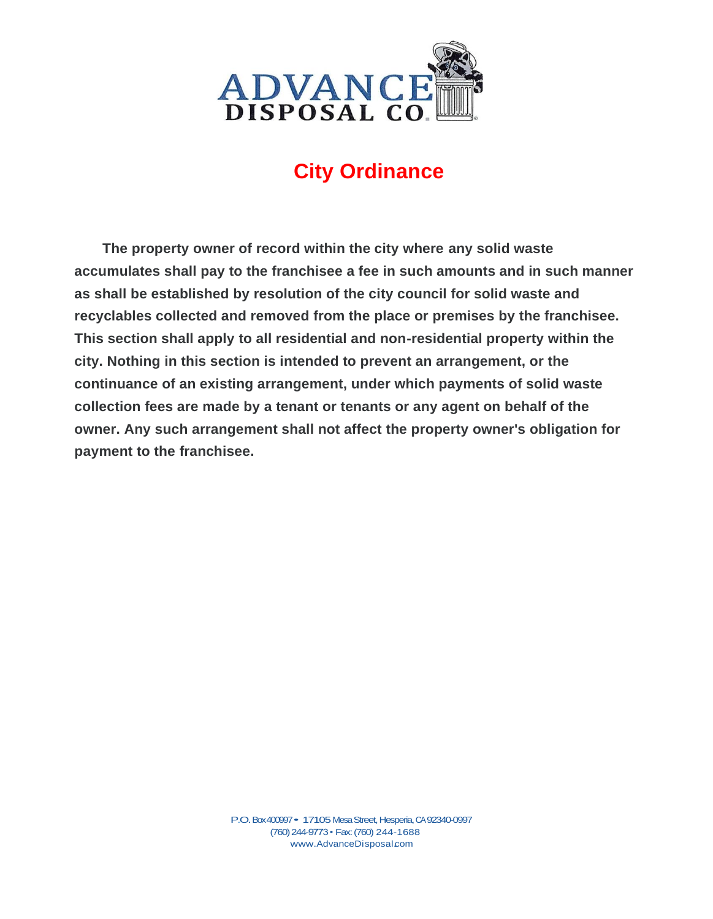ADVANCE DISPOSAL CO.

# City Ordinance

**The property owner of record within the city where any solid waste accumulates shall pay to the franchisee a fee in such amounts and in such manner as shall be established by resolution of the city council for solid waste and recyclables collected and removed from the place or premises by the franchisee. This section shall apply to all residential and non-residential property within the city. Nothing in this section is intended to prevent an arrangement, or the continuance of an existing arrangement, under which payments of solid waste collection fees are made by a tenant or tenants or any agent on behalf of the owner. Any such arrangement shall not affect the property owner's obligation for payment to the franchisee.**

P.O. Box 400997 • 17105 Mesa Street, Hesperia, CA 92340-0997
(760) 244-9773 • Fax: (760) 244-1688
www.AdvanceDisposal.com